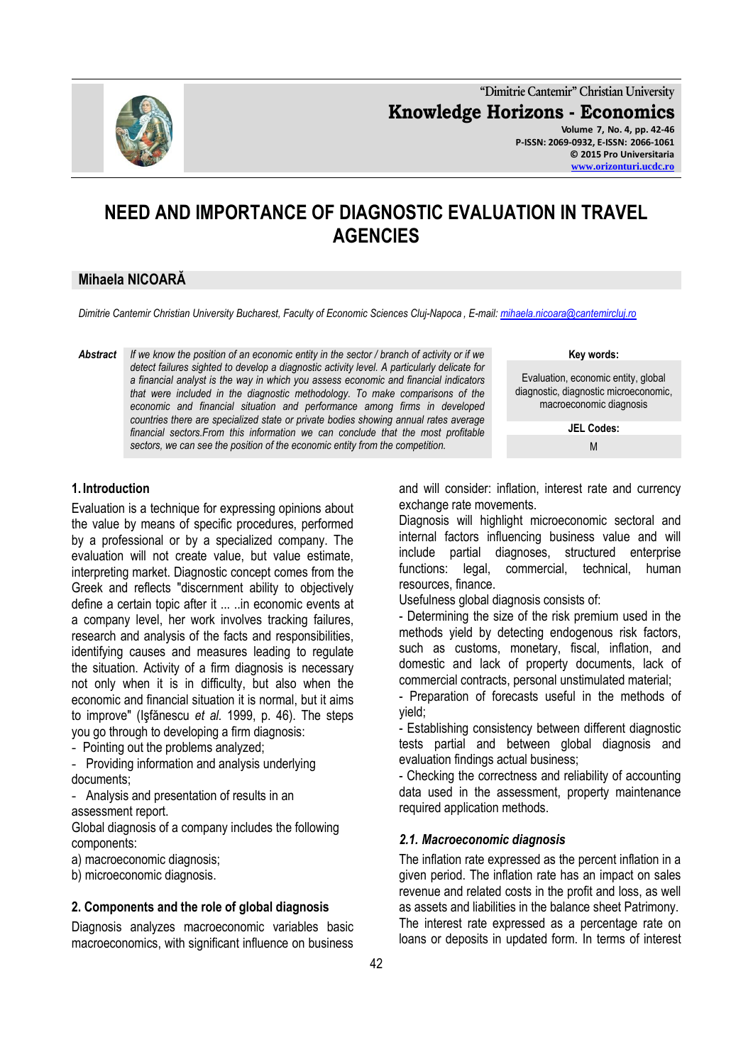# NEED AND IMPORTANCE OF DIAGNOSTIC EVALUATION IN TRAVEL AGENCIES

## Mihaela NICOARĂ

*Dimitrie Cantemir Christian University Bucharest, Faculty of Economic Sciences Cluj-Napoca , E-mail: mihaela.nicoara@cantemircluj.ro*

**Abstract** *If we know the position of an economic entity in the sector / branch of activity or if we detect failures sighted to develop a diagnostic activity level. A particularly delicate for a financial analyst is the way in which you assess economic and financial indicators that were included in the diagnostic methodology. To make comparisons of the economic and financial situation and performance among firms in developed countries there are specialized state or private bodies showing annual rates average financial sectors.From this information we can conclude that the most profitable sectors, we can see the position of the economic entity from the competition.*

**Key words:**

Evaluation, economic entity, global diagnostic, diagnostic microeconomic, macroeconomic diagnosis

**JEL Codes:**

M

### 1. Introduction

Evaluation is a technique for expressing opinions about the value by means of specific procedures, performed by a professional or by a specialized company. The evaluation will not create value, but value estimate, interpreting market. Diagnostic concept comes from the Greek and reflects "discernment ability to objectively define a certain topic after it ... ..in economic events at a company level, her work involves tracking failures, research and analysis of the facts and responsibilities, identifying causes and measures leading to regulate the situation. Activity of a firm diagnosis is necessary not only when it is in difficulty, but also when the economic and financial situation it is normal, but it aims to improve" (Işfănescu *et al.* 1999, p. 46). The steps you go through to developing a firm diagnosis:

- Pointing out the problems analyzed;
- Providing information and analysis underlying documents;
- Analysis and presentation of results in an assessment report.

Global diagnosis of a company includes the following components:

a) macroeconomic diagnosis;
b) microeconomic diagnosis.

### 2. Components and the role of global diagnosis

Diagnosis analyzes macroeconomic variables basic macroeconomics, with significant influence on business and will consider: inflation, interest rate and currency exchange rate movements.

Diagnosis will highlight microeconomic sectoral and internal factors influencing business value and will include partial diagnoses, structured enterprise functions: legal, commercial, technical, human resources, finance.

Usefulness global diagnosis consists of:

- Determining the size of the risk premium used in the methods yield by detecting endogenous risk factors, such as customs, monetary, fiscal, inflation, and domestic and lack of property documents, lack of commercial contracts, personal unstimulated material;
- Preparation of forecasts useful in the methods of yield;
- Establishing consistency between different diagnostic tests partial and between global diagnosis and evaluation findings actual business;
- Checking the correctness and reliability of accounting data used in the assessment, property maintenance required application methods.

#### *2.1. Macroeconomic diagnosis*

The inflation rate expressed as the percent inflation in a given period. The inflation rate has an impact on sales revenue and related costs in the profit and loss, as well as assets and liabilities in the balance sheet Patrimony. The interest rate expressed as a percentage rate on loans or deposits in updated form. In terms of interest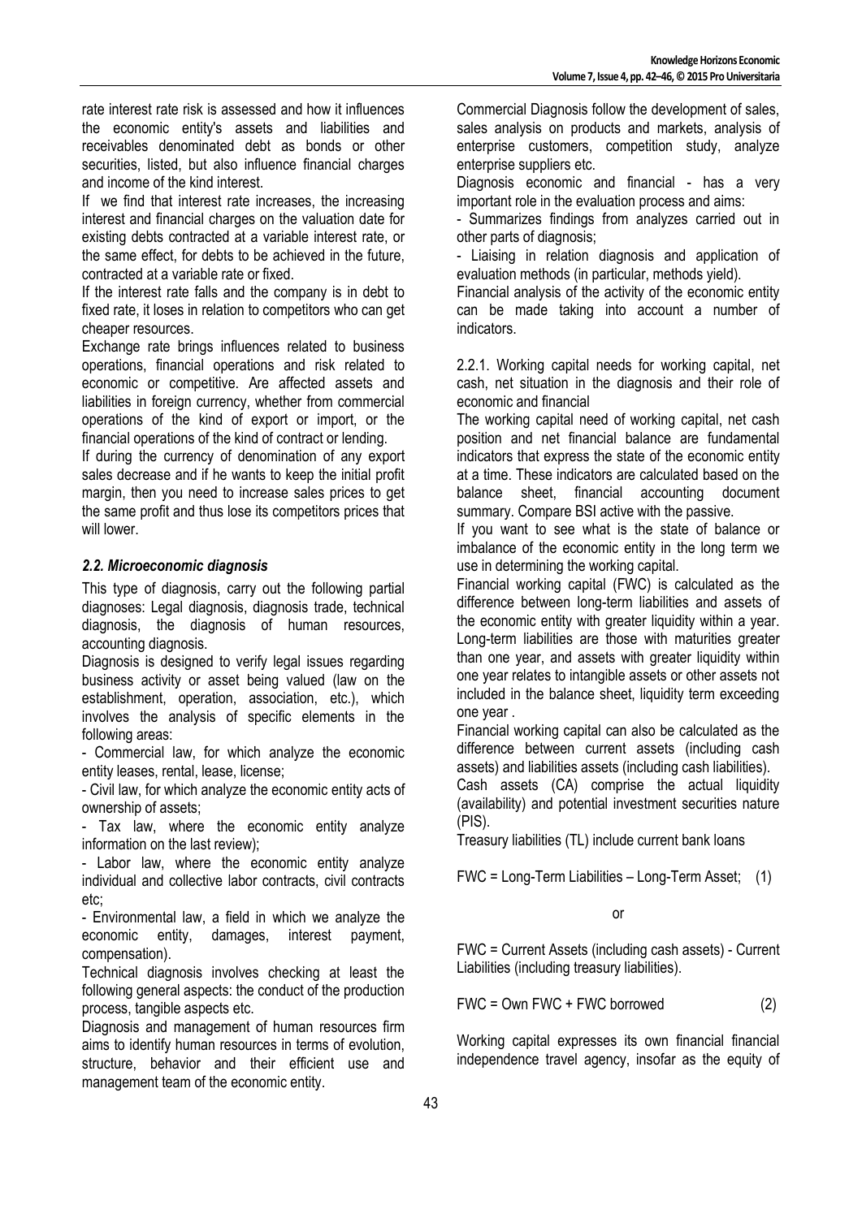rate interest rate risk is assessed and how it influences the economic entity's assets and liabilities and receivables denominated debt as bonds or other securities, listed, but also influence financial charges and income of the kind interest.

If we find that interest rate increases, the increasing interest and financial charges on the valuation date for existing debts contracted at a variable interest rate, or the same effect, for debts to be achieved in the future, contracted at a variable rate or fixed.

If the interest rate falls and the company is in debt to fixed rate, it loses in relation to competitors who can get cheaper resources.

Exchange rate brings influences related to business operations, financial operations and risk related to economic or competitive. Are affected assets and liabilities in foreign currency, whether from commercial operations of the kind of export or import, or the financial operations of the kind of contract or lending.

If during the currency of denomination of any export sales decrease and if he wants to keep the initial profit margin, then you need to increase sales prices to get the same profit and thus lose its competitors prices that will lower.

### *2.2. Microeconomic diagnosis*

This type of diagnosis, carry out the following partial diagnoses: Legal diagnosis, diagnosis trade, technical diagnosis, the diagnosis of human resources, accounting diagnosis.

Diagnosis is designed to verify legal issues regarding business activity or asset being valued (law on the establishment, operation, association, etc.), which involves the analysis of specific elements in the following areas:

- Commercial law, for which analyze the economic entity leases, rental, lease, license;
- Civil law, for which analyze the economic entity acts of ownership of assets;
- Tax law, where the economic entity analyze information on the last review);
- Labor law, where the economic entity analyze individual and collective labor contracts, civil contracts etc;
- Environmental law, a field in which we analyze the economic entity, damages, interest payment, compensation).

Technical diagnosis involves checking at least the following general aspects: the conduct of the production process, tangible aspects etc.

Diagnosis and management of human resources firm aims to identify human resources in terms of evolution, structure, behavior and their efficient use and management team of the economic entity.

Commercial Diagnosis follow the development of sales, sales analysis on products and markets, analysis of enterprise customers, competition study, analyze enterprise suppliers etc.

Diagnosis economic and financial - has a very important role in the evaluation process and aims:

- Summarizes findings from analyzes carried out in other parts of diagnosis;
- Liaising in relation diagnosis and application of evaluation methods (in particular, methods yield).

Financial analysis of the activity of the economic entity can be made taking into account a number of indicators.

2.2.1. Working capital needs for working capital, net cash, net situation in the diagnosis and their role of economic and financial

The working capital need of working capital, net cash position and net financial balance are fundamental indicators that express the state of the economic entity at a time. These indicators are calculated based on the balance sheet, financial accounting document summary. Compare BSI active with the passive.

If you want to see what is the state of balance or imbalance of the economic entity in the long term we use in determining the working capital.

Financial working capital (FWC) is calculated as the difference between long-term liabilities and assets of the economic entity with greater liquidity within a year. Long-term liabilities are those with maturities greater than one year, and assets with greater liquidity within one year relates to intangible assets or other assets not included in the balance sheet, liquidity term exceeding one year .

Financial working capital can also be calculated as the difference between current assets (including cash assets) and liabilities assets (including cash liabilities).

Cash assets (CA) comprise the actual liquidity (availability) and potential investment securities nature (PIS).

Treasury liabilities (TL) include current bank loans

$$FWC = \text{Long-Term Liabilities} - \text{Long-Term Asset}; \quad (1)$$

or

FWC = Current Assets (including cash assets) - Current Liabilities (including treasury liabilities).

$$FWC = \text{Own } FWC + FWC \text{ borrowed} \quad (2)$$

Working capital expresses its own financial financial independence travel agency, insofar as the equity of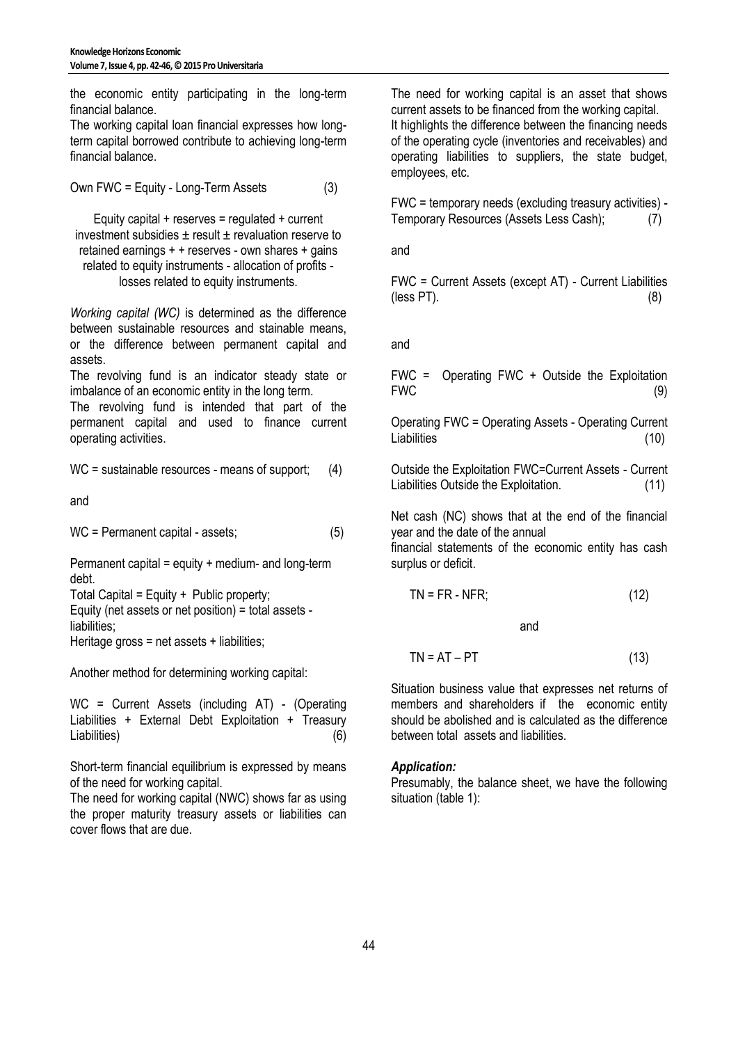the economic entity participating in the long-term financial balance.

The working capital loan financial expresses how long-term capital borrowed contribute to achieving long-term financial balance.

Own FWC = Equity - Long-Term Assets (3)

Equity capital + reserves = regulated + current investment subsidies ± result ± revaluation reserve to retained earnings + + reserves - own shares + gains related to equity instruments - allocation of profits - losses related to equity instruments.

*Working capital (WC)* is determined as the difference between sustainable resources and stainable means, or the difference between permanent capital and assets.

The revolving fund is an indicator steady state or imbalance of an economic entity in the long term.

The revolving fund is intended that part of the permanent capital and used to finance current operating activities.

WC = sustainable resources - means of support; (4)

and

WC = Permanent capital - assets; (5)

Permanent capital = equity + medium- and long-term debt.

Total Capital = Equity + Public property;

Equity (net assets or net position) = total assets - liabilities;

Heritage gross = net assets + liabilities;

Another method for determining working capital:

WC = Current Assets (including AT) - (Operating Liabilities + External Debt Exploitation + Treasury Liabilities) (6)

Short-term financial equilibrium is expressed by means of the need for working capital.

The need for working capital (NWC) shows far as using the proper maturity treasury assets or liabilities can cover flows that are due.

The need for working capital is an asset that shows current assets to be financed from the working capital. It highlights the difference between the financing needs of the operating cycle (inventories and receivables) and operating liabilities to suppliers, the state budget, employees, etc.

FWC = temporary needs (excluding treasury activities) - Temporary Resources (Assets Less Cash); (7)

and

FWC = Current Assets (except AT) - Current Liabilities (less PT). (8)

and

FWC = Operating FWC + Outside the Exploitation FWC (9)

Operating FWC = Operating Assets - Operating Current Liabilities (10)

Outside the Exploitation FWC=Current Assets - Current Liabilities Outside the Exploitation. (11)

Net cash (NC) shows that at the end of the financial year and the date of the annual financial statements of the economic entity has cash surplus or deficit.

$$TN = FR - NFR; \quad (12)$$

and

$$TN = AT - PT \quad (13)$$

Situation business value that expresses net returns of members and shareholders if the economic entity should be abolished and is calculated as the difference between total assets and liabilities.

***Application:***

Presumably, the balance sheet, we have the following situation (table 1):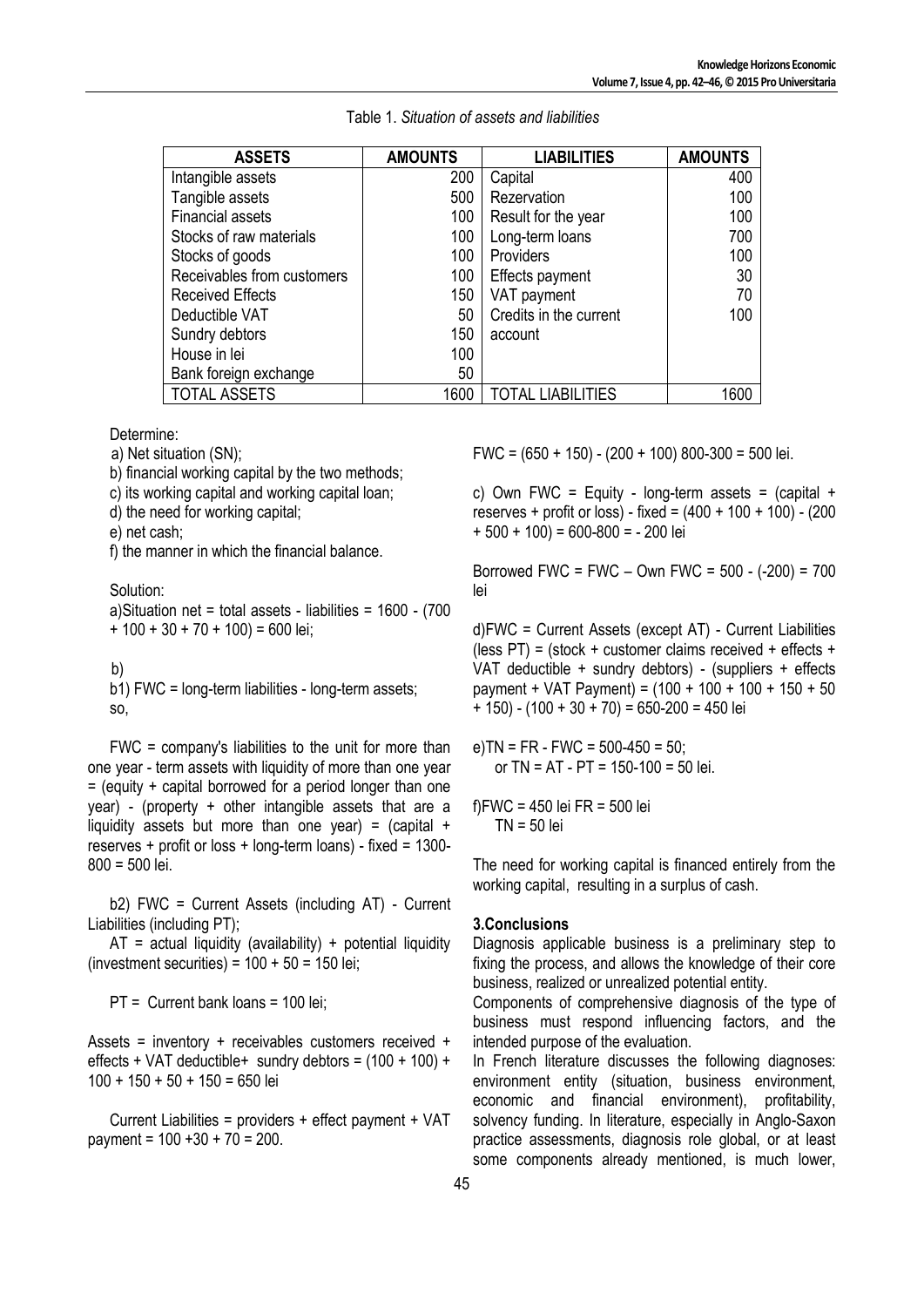Table 1. *Situation of assets and liabilities*

| ASSETS | AMOUNTS | LIABILITIES | AMOUNTS |
|---|---|---|---|
| Intangible assets | 200 | Capital | 400 |
| Tangible assets | 500 | Rezervation | 100 |
| Financial assets | 100 | Result for the year | 100 |
| Stocks of raw materials | 100 | Long-term loans | 700 |
| Stocks of goods | 100 | Providers | 100 |
| Receivables from customers | 100 | Effects payment | 30 |
| Received Effects | 150 | VAT payment | 70 |
| Deductible VAT | 50 | Credits in the current account | 100 |
| Sundry debtors | 150 | | |
| House in lei | 100 | | |
| Bank foreign exchange | 50 | | |
| TOTAL ASSETS | 1600 | TOTAL LIABILITIES | 1600 |

Determine:

a) Net situation (SN);

b) financial working capital by the two methods;

c) its working capital and working capital loan;

d) the need for working capital;

e) net cash;

f) the manner in which the financial balance.

Solution:

a)Situation net = total assets - liabilities = 1600 - (700 + 100 + 30 + 70 + 100) = 600 lei;

b)

b1) FWC = long-term liabilities - long-term assets; so,

FWC = company's liabilities to the unit for more than one year - term assets with liquidity of more than one year = (equity + capital borrowed for a period longer than one year) - (property + other intangible assets that are a liquidity assets but more than one year) = (capital + reserves + profit or loss + long-term loans) - fixed = 1300-800 = 500 lei.

b2) FWC = Current Assets (including AT) - Current Liabilities (including PT);

AT = actual liquidity (availability) + potential liquidity (investment securities) = 100 + 50 = 150 lei;

PT = Current bank loans = 100 lei;

Assets = inventory + receivables customers received + effects + VAT deductible+ sundry debtors = (100 + 100) + 100 + 150 + 50 + 150 = 650 lei

Current Liabilities = providers + effect payment + VAT payment = 100 +30 + 70 = 200.

FWC = (650 + 150) - (200 + 100) 800-300 = 500 lei.

c) Own FWC = Equity - long-term assets = (capital + reserves + profit or loss) - fixed = (400 + 100 + 100) - (200 + 500 + 100) = 600-800 = - 200 lei

Borrowed FWC = FWC – Own FWC = 500 - (-200) = 700 lei

d)FWC = Current Assets (except AT) - Current Liabilities (less PT) = (stock + customer claims received + effects + VAT deductible + sundry debtors) - (suppliers + effects payment + VAT Payment) = (100 + 100 + 100 + 150 + 50 + 150) - (100 + 30 + 70) = 650-200 = 450 lei

e)TN = FR - FWC = 500-450 = 50;
or TN = AT - PT = 150-100 = 50 lei.

f)FWC = 450 lei FR = 500 lei
TN = 50 lei

The need for working capital is financed entirely from the working capital, resulting in a surplus of cash.

## 3.Conclusions

Diagnosis applicable business is a preliminary step to fixing the process, and allows the knowledge of their core business, realized or unrealized potential entity.

Components of comprehensive diagnosis of the type of business must respond influencing factors, and the intended purpose of the evaluation.

In French literature discusses the following diagnoses: environment entity (situation, business environment, economic and financial environment), profitability, solvency funding. In literature, especially in Anglo-Saxon practice assessments, diagnosis role global, or at least some components already mentioned, is much lower,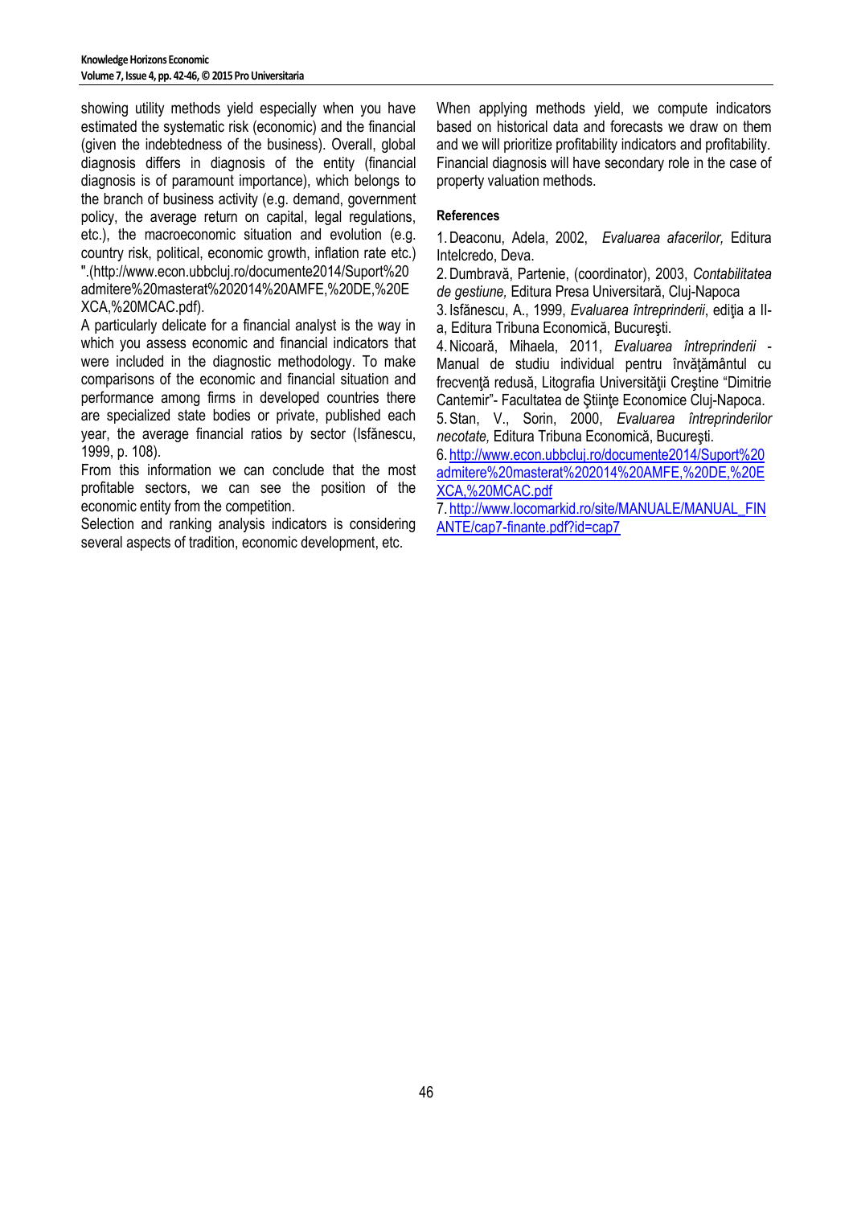showing utility methods yield especially when you have estimated the systematic risk (economic) and the financial (given the indebtedness of the business). Overall, global diagnosis differs in diagnosis of the entity (financial diagnosis is of paramount importance), which belongs to the branch of business activity (e.g. demand, government policy, the average return on capital, legal regulations, etc.), the macroeconomic situation and evolution (e.g. country risk, political, economic growth, inflation rate etc.) ".(http://www.econ.ubbcluj.ro/documente2014/Suport%20admitere%20masterat%202014%20AMFE,%20DE,%20EXCA,%20MCAC.pdf).

A particularly delicate for a financial analyst is the way in which you assess economic and financial indicators that were included in the diagnostic methodology. To make comparisons of the economic and financial situation and performance among firms in developed countries there are specialized state bodies or private, published each year, the average financial ratios by sector (Isfănescu, 1999, p. 108).

From this information we can conclude that the most profitable sectors, we can see the position of the economic entity from the competition.

Selection and ranking analysis indicators is considering several aspects of tradition, economic development, etc.

When applying methods yield, we compute indicators based on historical data and forecasts we draw on them and we will prioritize profitability indicators and profitability. Financial diagnosis will have secondary role in the case of property valuation methods.

#### References

1. Deacónu, Adela, 2002, *Evaluarea afacerilor,* Editura Intelcredo, Deva.
2. Dumbravă, Partenie, (coordinator), 2003, *Contabilitatea de gestiune,* Editura Presa Universitară, Cluj-Napoca
3. Isfănescu, A., 1999, *Evaluarea întreprinderii*, ediţia a II-a, Editura Tribuna Economică, Bucureşti.
4. Nicoară, Mihaela, 2011, *Evaluarea întreprinderii* - Manual de studiu individual pentru învăţământul cu frecvenţă redusă, Litografia Universităţii Creştine "Dimitrie Cantemir"- Facultatea de Ştiinţe Economice Cluj-Napoca.
5. Stan, V., Sorin, 2000, *Evaluarea întreprinderilor necotate,* Editura Tribuna Economică, Bucureşti.
6. http://www.econ.ubbcluj.ro/documente2014/Suport%20admitere%20masterat%202014%20AMFE,%20DE,%20EXCA,%20MCAC.pdf
7. http://www.locomarkid.ro/site/MANUALE/MANUAL_FINANTE/cap7-finante.pdf?id=cap7